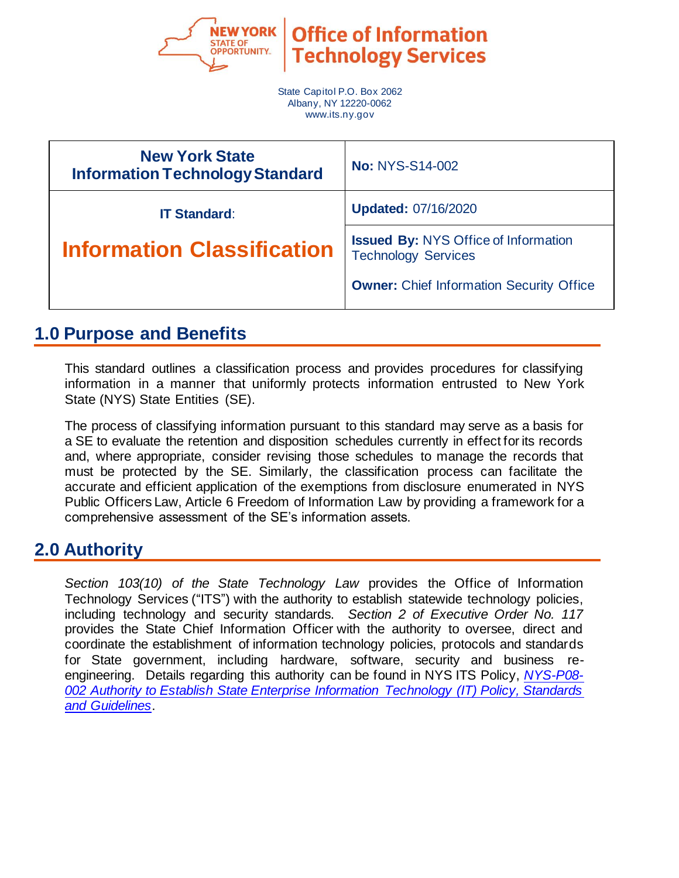Office of Information Technology Services

State Capitol P.O. Box 2062
Albany, NY 12220-0062
www.its.ny.gov

| New York State Information Technology Standard | **No:** NYS-S14-002 |
|---|---|
| **IT Standard:** | **Updated:** 07/16/2020 |
| **Information Classification** | **Issued By:** NYS Office of Information Technology Services<br><br>**Owner:** Chief Information Security Office |

## 1.0 Purpose and Benefits

This standard outlines a classification process and provides procedures for classifying information in a manner that uniformly protects information entrusted to New York State (NYS) State Entities (SE).

The process of classifying information pursuant to this standard may serve as a basis for a SE to evaluate the retention and disposition schedules currently in effect for its records and, where appropriate, consider revising those schedules to manage the records that must be protected by the SE. Similarly, the classification process can facilitate the accurate and efficient application of the exemptions from disclosure enumerated in NYS Public Officers Law, Article 6 Freedom of Information Law by providing a framework for a comprehensive assessment of the SE's information assets.

## 2.0 Authority

*Section 103(10) of the State Technology Law* provides the Office of Information Technology Services ("ITS") with the authority to establish statewide technology policies, including technology and security standards. *Section 2 of Executive Order No. 117* provides the State Chief Information Officer with the authority to oversee, direct and coordinate the establishment of information technology policies, protocols and standards for State government, including hardware, software, security and business re-engineering. Details regarding this authority can be found in NYS ITS Policy, *NYS-P08-002 Authority to Establish State Enterprise Information Technology (IT) Policy, Standards and Guidelines*.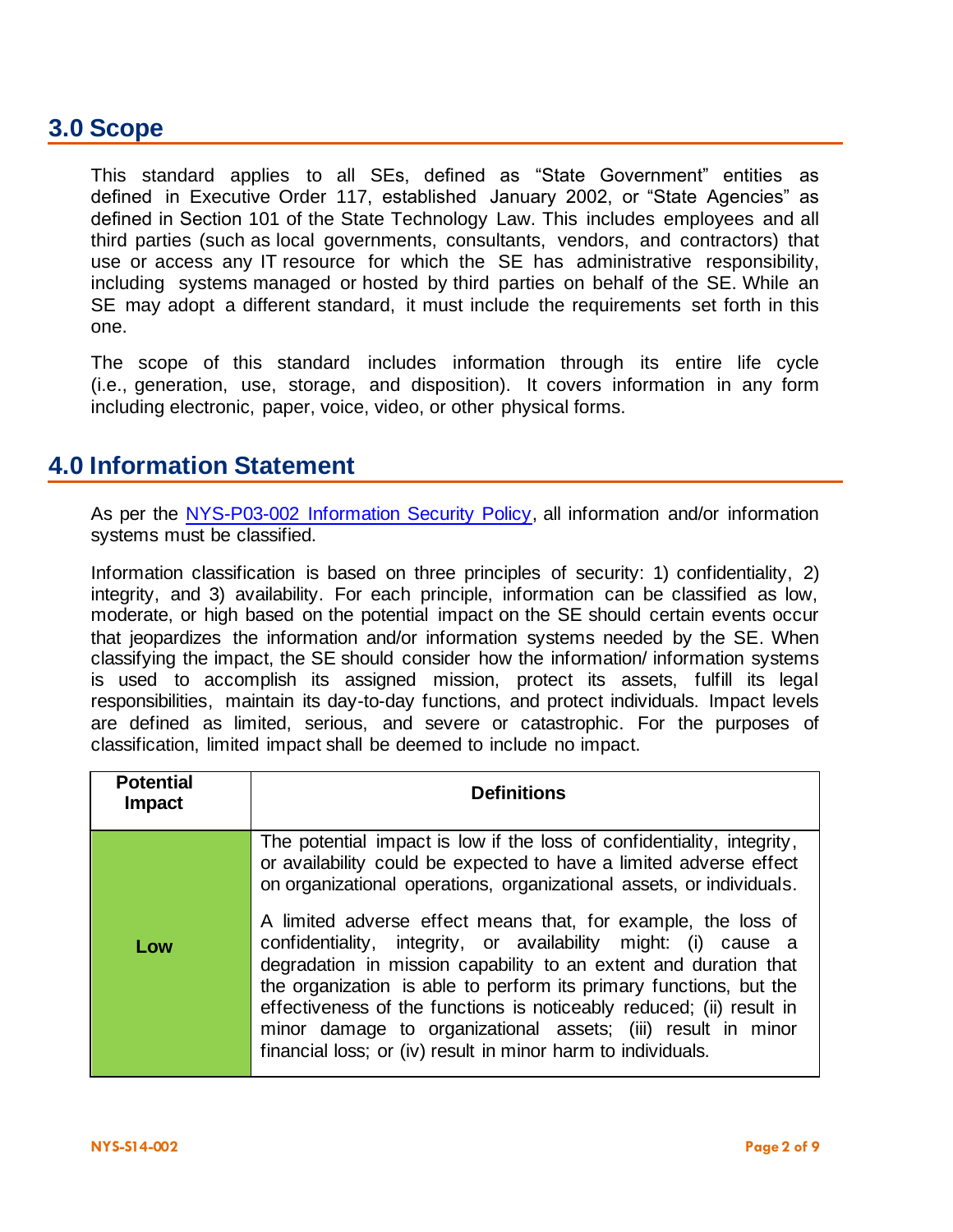## 3.0 Scope

This standard applies to all SEs, defined as "State Government" entities as defined in Executive Order 117, established January 2002, or "State Agencies" as defined in Section 101 of the State Technology Law. This includes employees and all third parties (such as local governments, consultants, vendors, and contractors) that use or access any IT resource for which the SE has administrative responsibility, including systems managed or hosted by third parties on behalf of the SE. While an SE may adopt a different standard, it must include the requirements set forth in this one.

The scope of this standard includes information through its entire life cycle (i.e., generation, use, storage, and disposition). It covers information in any form including electronic, paper, voice, video, or other physical forms.

## 4.0 Information Statement

As per the [NYS-P03-002 Information Security Policy](), all information and/or information systems must be classified.

Information classification is based on three principles of security: 1) confidentiality, 2) integrity, and 3) availability. For each principle, information can be classified as low, moderate, or high based on the potential impact on the SE should certain events occur that jeopardizes the information and/or information systems needed by the SE. When classifying the impact, the SE should consider how the information/ information systems is used to accomplish its assigned mission, protect its assets, fulfill its legal responsibilities, maintain its day-to-day functions, and protect individuals. Impact levels are defined as limited, serious, and severe or catastrophic. For the purposes of classification, limited impact shall be deemed to include no impact.

| Potential Impact | Definitions |
|---|---|
| **Low** | The potential impact is low if the loss of confidentiality, integrity, or availability could be expected to have a limited adverse effect on organizational operations, organizational assets, or individuals.<br><br>A limited adverse effect means that, for example, the loss of confidentiality, integrity, or availability might: (i) cause a degradation in mission capability to an extent and duration that the organization is able to perform its primary functions, but the effectiveness of the functions is noticeably reduced; (ii) result in minor damage to organizational assets; (iii) result in minor financial loss; or (iv) result in minor harm to individuals. |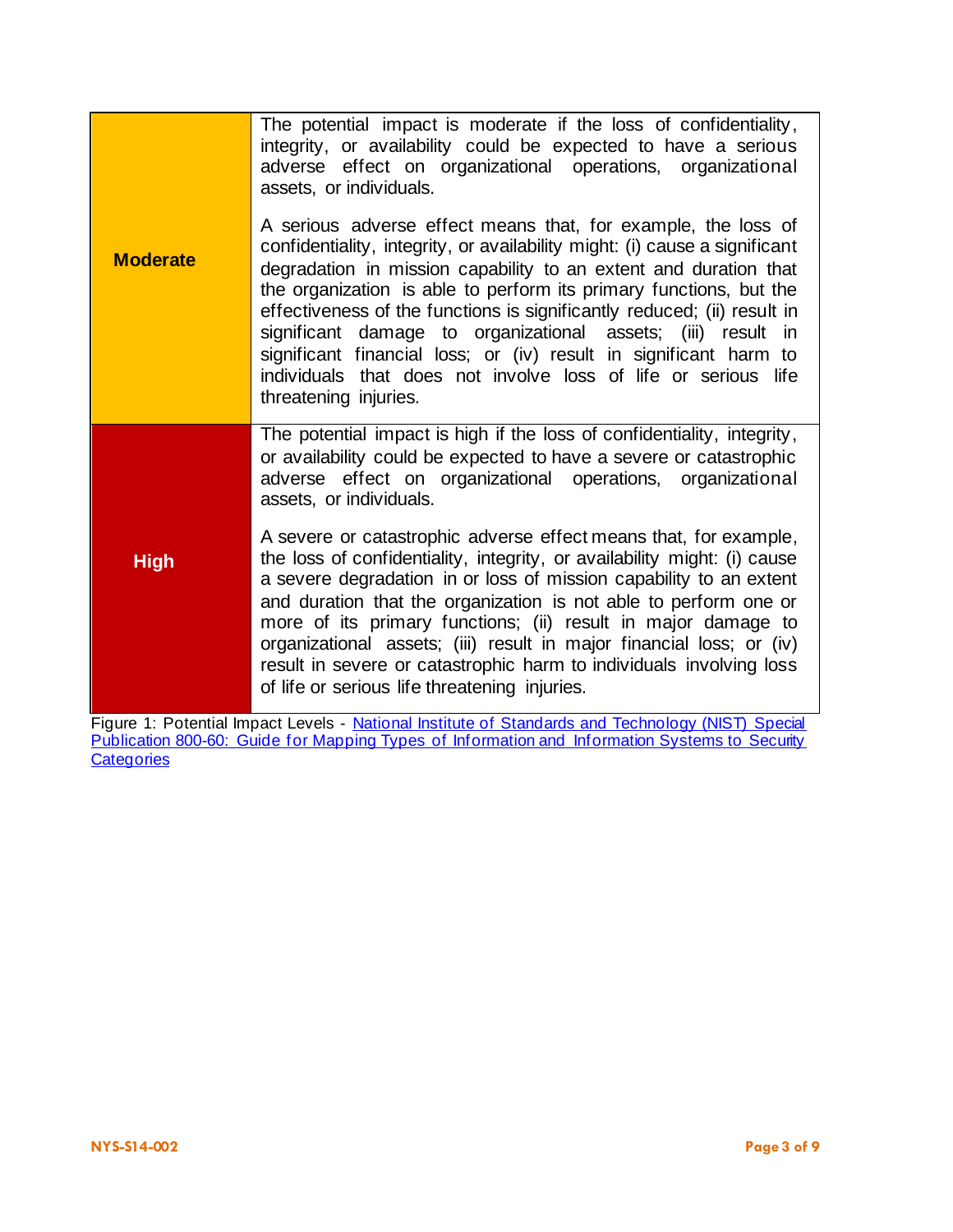| | |
|---|---|
| **Moderate** | The potential impact is moderate if the loss of confidentiality, integrity, or availability could be expected to have a serious adverse effect on organizational operations, organizational assets, or individuals.<br><br>A serious adverse effect means that, for example, the loss of confidentiality, integrity, or availability might: (i) cause a significant degradation in mission capability to an extent and duration that the organization is able to perform its primary functions, but the effectiveness of the functions is significantly reduced; (ii) result in significant damage to organizational assets; (iii) result in significant financial loss; or (iv) result in significant harm to individuals that does not involve loss of life or serious life threatening injuries. |
| **High** | The potential impact is high if the loss of confidentiality, integrity, or availability could be expected to have a severe or catastrophic adverse effect on organizational operations, organizational assets, or individuals.<br><br>A severe or catastrophic adverse effect means that, for example, the loss of confidentiality, integrity, or availability might: (i) cause a severe degradation in or loss of mission capability to an extent and duration that the organization is not able to perform one or more of its primary functions; (ii) result in major damage to organizational assets; (iii) result in major financial loss; or (iv) result in severe or catastrophic harm to individuals involving loss of life or serious life threatening injuries. |

Figure 1: Potential Impact Levels - National Institute of Standards and Technology (NIST) Special Publication 800-60: Guide for Mapping Types of Information and Information Systems to Security Categories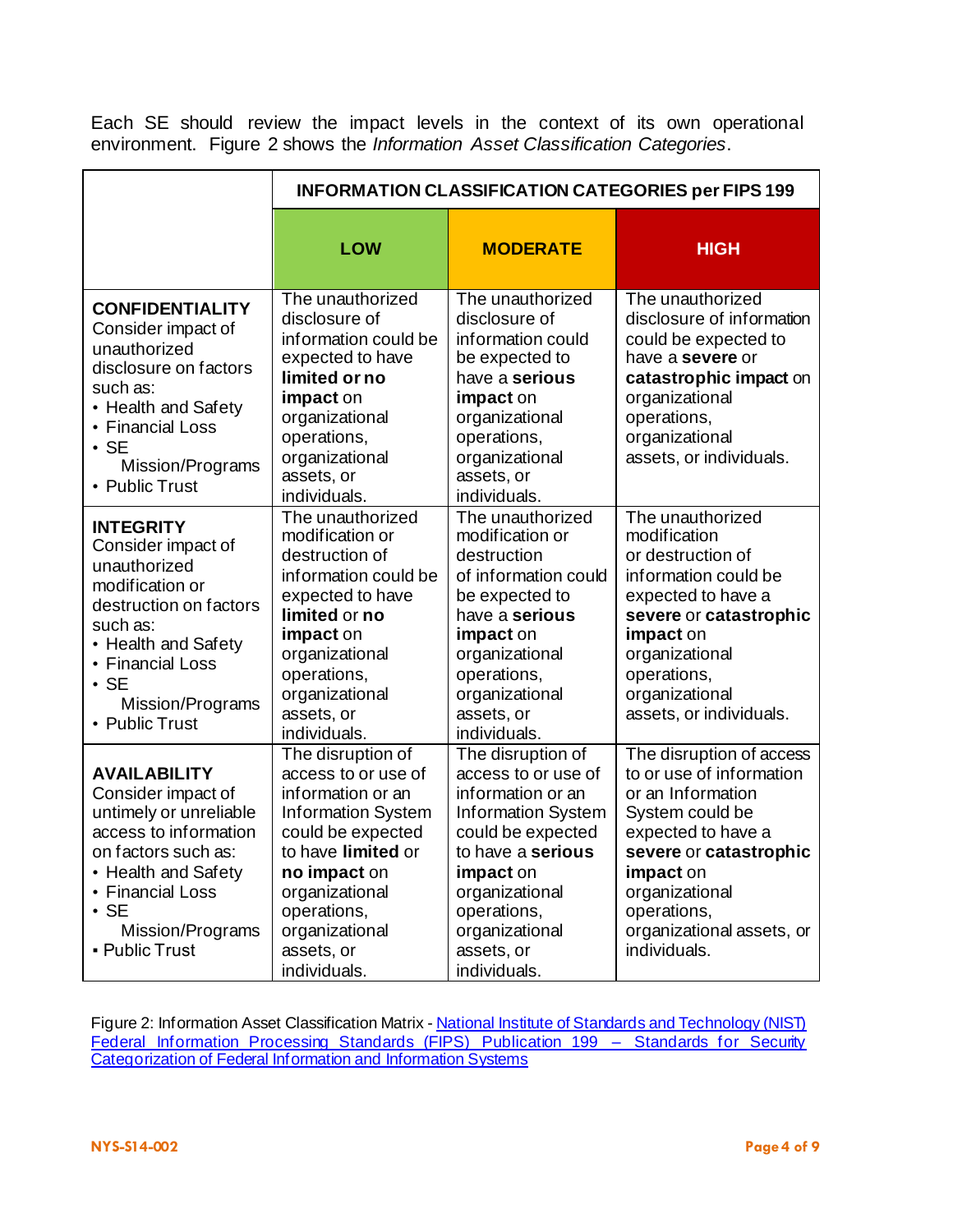Each SE should review the impact levels in the context of its own operational environment. Figure 2 shows the *Information Asset Classification Categories*.

| | **INFORMATION CLASSIFICATION CATEGORIES per FIPS 199** | | |
|---|---|---|---|
| | **LOW** | **MODERATE** | **HIGH** |
| **CONFIDENTIALITY** Consider impact of unauthorized disclosure on factors such as: • Health and Safety • Financial Loss • SE Mission/Programs • Public Trust | The unauthorized disclosure of information could be expected to have **limited or no impact** on organizational operations, organizational assets, or individuals. | The unauthorized disclosure of information could be expected to have a **serious impact** on organizational operations, organizational assets, or individuals. | The unauthorized disclosure of information could be expected to have a **severe** or **catastrophic impact** on organizational operations, organizational assets, or individuals. |
| **INTEGRITY** Consider impact of unauthorized modification or destruction on factors such as: • Health and Safety • Financial Loss • SE Mission/Programs • Public Trust | The unauthorized modification or destruction of information could be expected to have **limited** or **no impact** on organizational operations, organizational assets, or individuals. | The unauthorized modification or destruction of information could be expected to have a **serious impact** on organizational operations, organizational assets, or individuals. | The unauthorized modification or destruction of information could be expected to have a **severe** or **catastrophic impact** on organizational operations, organizational assets, or individuals. |
| **AVAILABILITY** Consider impact of untimely or unreliable access to information on factors such as: • Health and Safety • Financial Loss • SE Mission/Programs • Public Trust | The disruption of access to or use of information or an Information System could be expected to have **limited** or **no impact** on organizational operations, organizational assets, or individuals. | The disruption of access to or use of information or an Information System could be expected to have a **serious impact** on organizational operations, organizational assets, or individuals. | The disruption of access to or use of information or an Information System could be expected to have a **severe** or **catastrophic impact** on organizational operations, organizational assets, or individuals. |

Figure 2: Information Asset Classification Matrix - National Institute of Standards and Technology (NIST) Federal Information Processing Standards (FIPS) Publication 199 – Standards for Security Categorization of Federal Information and Information Systems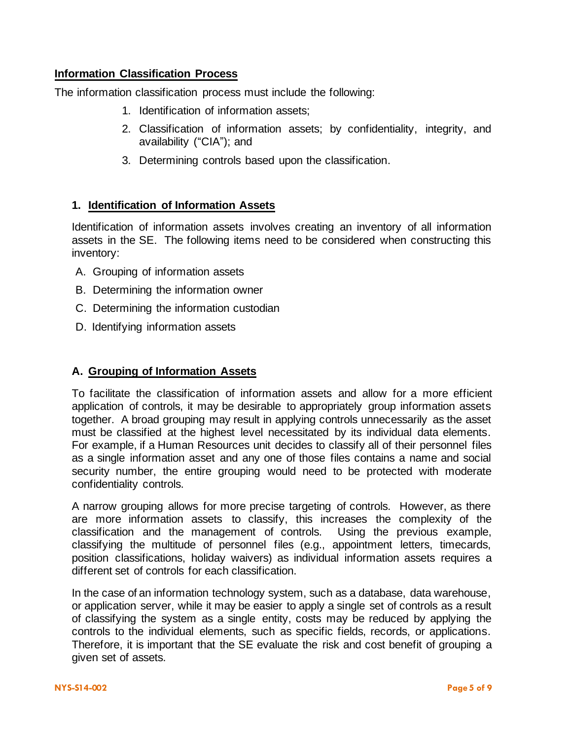## Information Classification Process

The information classification process must include the following:

1. Identification of information assets;
2. Classification of information assets; by confidentiality, integrity, and availability ("CIA"); and
3. Determining controls based upon the classification.

### 1. Identification of Information Assets

Identification of information assets involves creating an inventory of all information assets in the SE. The following items need to be considered when constructing this inventory:

A. Grouping of information assets
B. Determining the information owner
C. Determining the information custodian
D. Identifying information assets

### A. Grouping of Information Assets

To facilitate the classification of information assets and allow for a more efficient application of controls, it may be desirable to appropriately group information assets together. A broad grouping may result in applying controls unnecessarily as the asset must be classified at the highest level necessitated by its individual data elements. For example, if a Human Resources unit decides to classify all of their personnel files as a single information asset and any one of those files contains a name and social security number, the entire grouping would need to be protected with moderate confidentiality controls.

A narrow grouping allows for more precise targeting of controls. However, as there are more information assets to classify, this increases the complexity of the classification and the management of controls. Using the previous example, classifying the multitude of personnel files (e.g., appointment letters, timecards, position classifications, holiday waivers) as individual information assets requires a different set of controls for each classification.

In the case of an information technology system, such as a database, data warehouse, or application server, while it may be easier to apply a single set of controls as a result of classifying the system as a single entity, costs may be reduced by applying the controls to the individual elements, such as specific fields, records, or applications. Therefore, it is important that the SE evaluate the risk and cost benefit of grouping a given set of assets.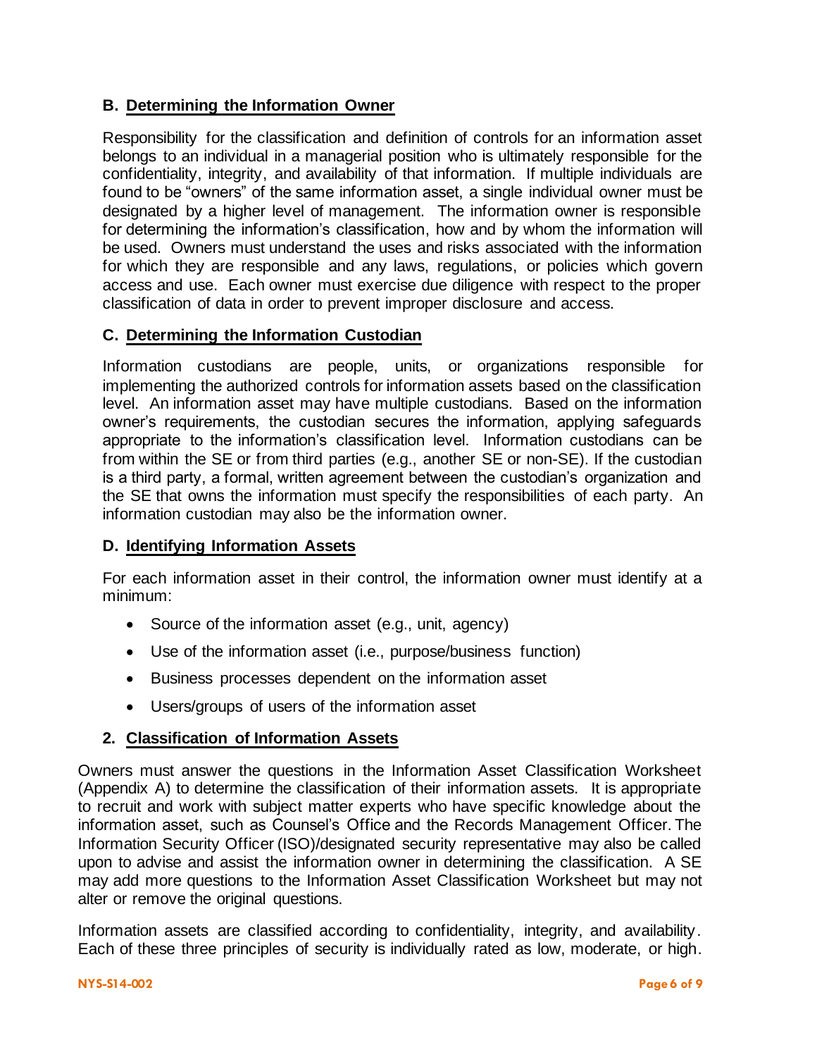### B. Determining the Information Owner

Responsibility for the classification and definition of controls for an information asset belongs to an individual in a managerial position who is ultimately responsible for the confidentiality, integrity, and availability of that information. If multiple individuals are found to be "owners" of the same information asset, a single individual owner must be designated by a higher level of management. The information owner is responsible for determining the information's classification, how and by whom the information will be used. Owners must understand the uses and risks associated with the information for which they are responsible and any laws, regulations, or policies which govern access and use. Each owner must exercise due diligence with respect to the proper classification of data in order to prevent improper disclosure and access.

### C. Determining the Information Custodian

Information custodians are people, units, or organizations responsible for implementing the authorized controls for information assets based on the classification level. An information asset may have multiple custodians. Based on the information owner's requirements, the custodian secures the information, applying safeguards appropriate to the information's classification level. Information custodians can be from within the SE or from third parties (e.g., another SE or non-SE). If the custodian is a third party, a formal, written agreement between the custodian's organization and the SE that owns the information must specify the responsibilities of each party. An information custodian may also be the information owner.

### D. Identifying Information Assets

For each information asset in their control, the information owner must identify at a minimum:

- Source of the information asset (e.g., unit, agency)
- Use of the information asset (i.e., purpose/business function)
- Business processes dependent on the information asset
- Users/groups of users of the information asset

## 2. Classification of Information Assets

Owners must answer the questions in the Information Asset Classification Worksheet (Appendix A) to determine the classification of their information assets. It is appropriate to recruit and work with subject matter experts who have specific knowledge about the information asset, such as Counsel's Office and the Records Management Officer. The Information Security Officer (ISO)/designated security representative may also be called upon to advise and assist the information owner in determining the classification. A SE may add more questions to the Information Asset Classification Worksheet but may not alter or remove the original questions.

Information assets are classified according to confidentiality, integrity, and availability. Each of these three principles of security is individually rated as low, moderate, or high.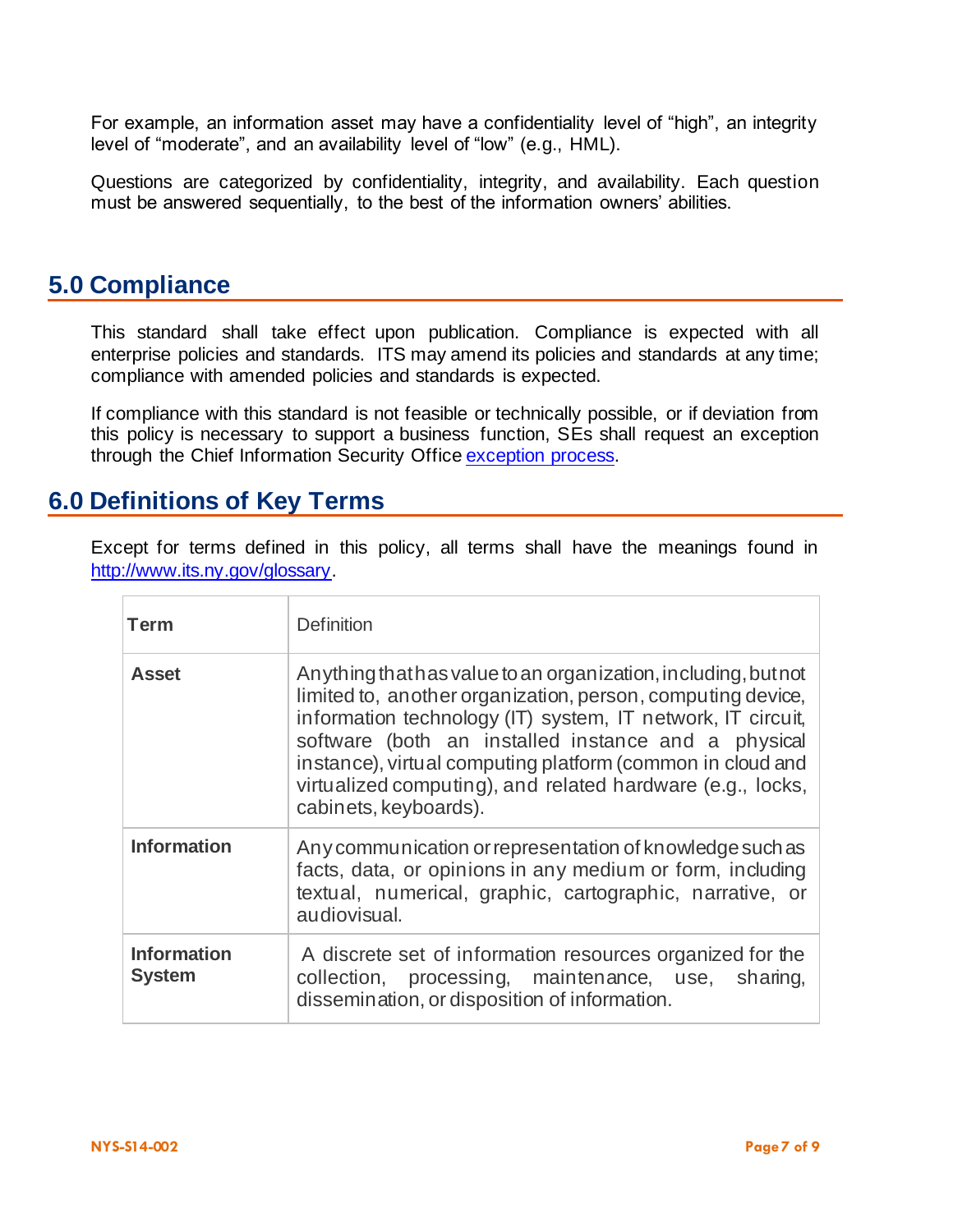For example, an information asset may have a confidentiality level of "high", an integrity level of "moderate", and an availability level of "low" (e.g., HML).

Questions are categorized by confidentiality, integrity, and availability. Each question must be answered sequentially, to the best of the information owners' abilities.

## 5.0 Compliance

This standard shall take effect upon publication. Compliance is expected with all enterprise policies and standards. ITS may amend its policies and standards at any time; compliance with amended policies and standards is expected.

If compliance with this standard is not feasible or technically possible, or if deviation from this policy is necessary to support a business function, SEs shall request an exception through the Chief Information Security Office [exception process](exception process).

## 6.0 Definitions of Key Terms

Except for terms defined in this policy, all terms shall have the meanings found in [http://www.its.ny.gov/glossary](http://www.its.ny.gov/glossary).

| **Term** | Definition |
|---|---|
| **Asset** | Anything that has value to an organization, including, but not limited to, another organization, person, computing device, information technology (IT) system, IT network, IT circuit, software (both an installed instance and a physical instance), virtual computing platform (common in cloud and virtualized computing), and related hardware (e.g., locks, cabinets, keyboards). |
| **Information** | Any communication or representation of knowledge such as facts, data, or opinions in any medium or form, including textual, numerical, graphic, cartographic, narrative, or audiovisual. |
| **Information System** | A discrete set of information resources organized for the collection, processing, maintenance, use, sharing, dissemination, or disposition of information. |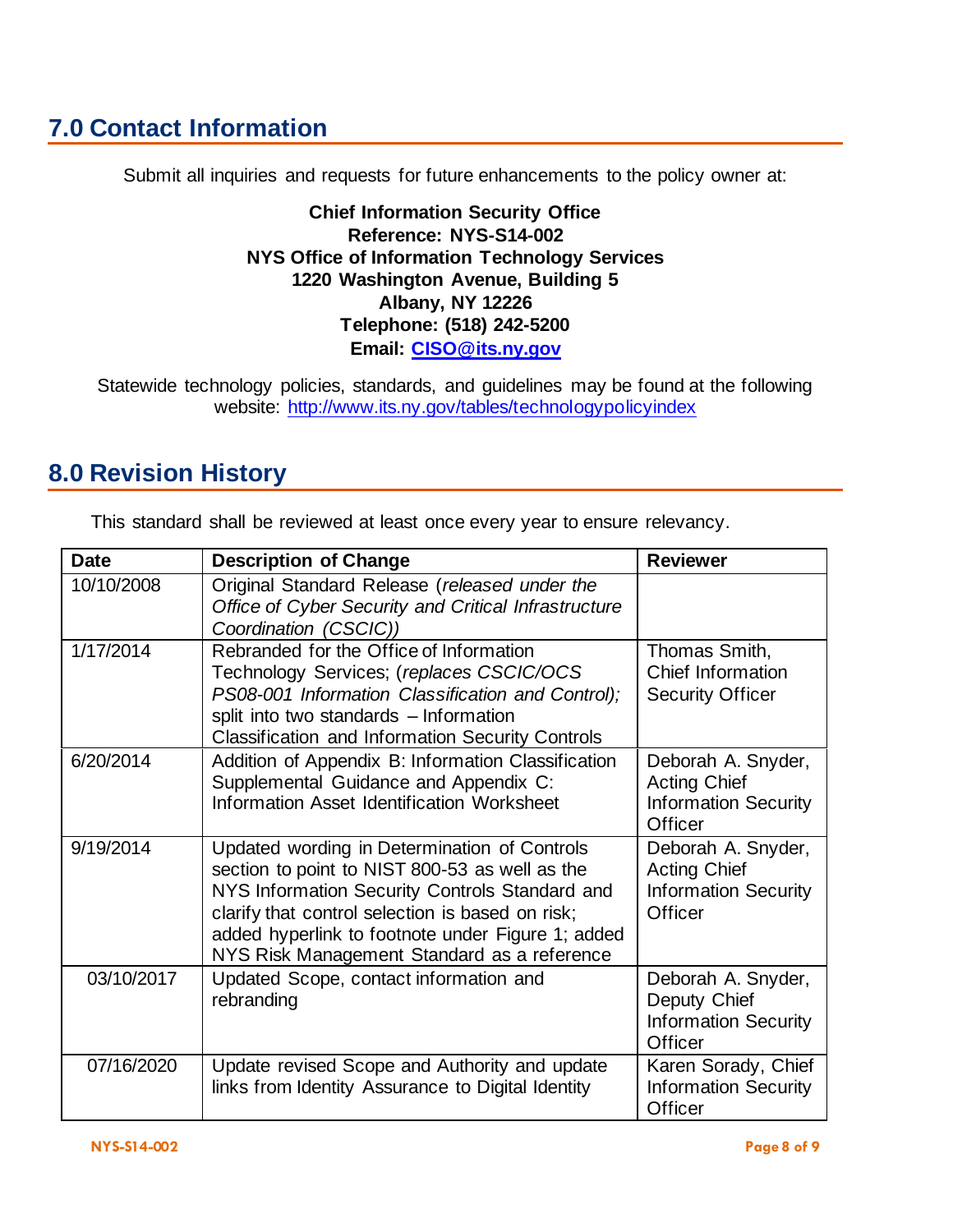## 7.0 Contact Information

Submit all inquiries and requests for future enhancements to the policy owner at:

**Chief Information Security Office**
**Reference: NYS-S14-002**
**NYS Office of Information Technology Services**
**1220 Washington Avenue, Building 5**
**Albany, NY 12226**
**Telephone: (518) 242-5200**
**Email: [CISO@its.ny.gov](mailto:CISO@its.ny.gov)**

Statewide technology policies, standards, and guidelines may be found at the following website: [http://www.its.ny.gov/tables/technologypolicyindex](http://www.its.ny.gov/tables/technologypolicyindex)

## 8.0 Revision History

This standard shall be reviewed at least once every year to ensure relevancy.

| Date | Description of Change | Reviewer |
|---|---|---|
| 10/10/2008 | Original Standard Release (*released under the Office of Cyber Security and Critical Infrastructure Coordination (CSCIC)*) | |
| 1/17/2014 | Rebranded for the Office of Information Technology Services; (*replaces CSCIC/OCS PS08-001 Information Classification and Control);* split into two standards – Information Classification and Information Security Controls | Thomas Smith, Chief Information Security Officer |
| 6/20/2014 | Addition of Appendix B: Information Classification Supplemental Guidance and Appendix C: Information Asset Identification Worksheet | Deborah A. Snyder, Acting Chief Information Security Officer |
| 9/19/2014 | Updated wording in Determination of Controls section to point to NIST 800-53 as well as the NYS Information Security Controls Standard and clarify that control selection is based on risk; added hyperlink to footnote under Figure 1; added NYS Risk Management Standard as a reference | Deborah A. Snyder, Acting Chief Information Security Officer |
| 03/10/2017 | Updated Scope, contact information and rebranding | Deborah A. Snyder, Deputy Chief Information Security Officer |
| 07/16/2020 | Update revised Scope and Authority and update links from Identity Assurance to Digital Identity | Karen Sorady, Chief Information Security Officer |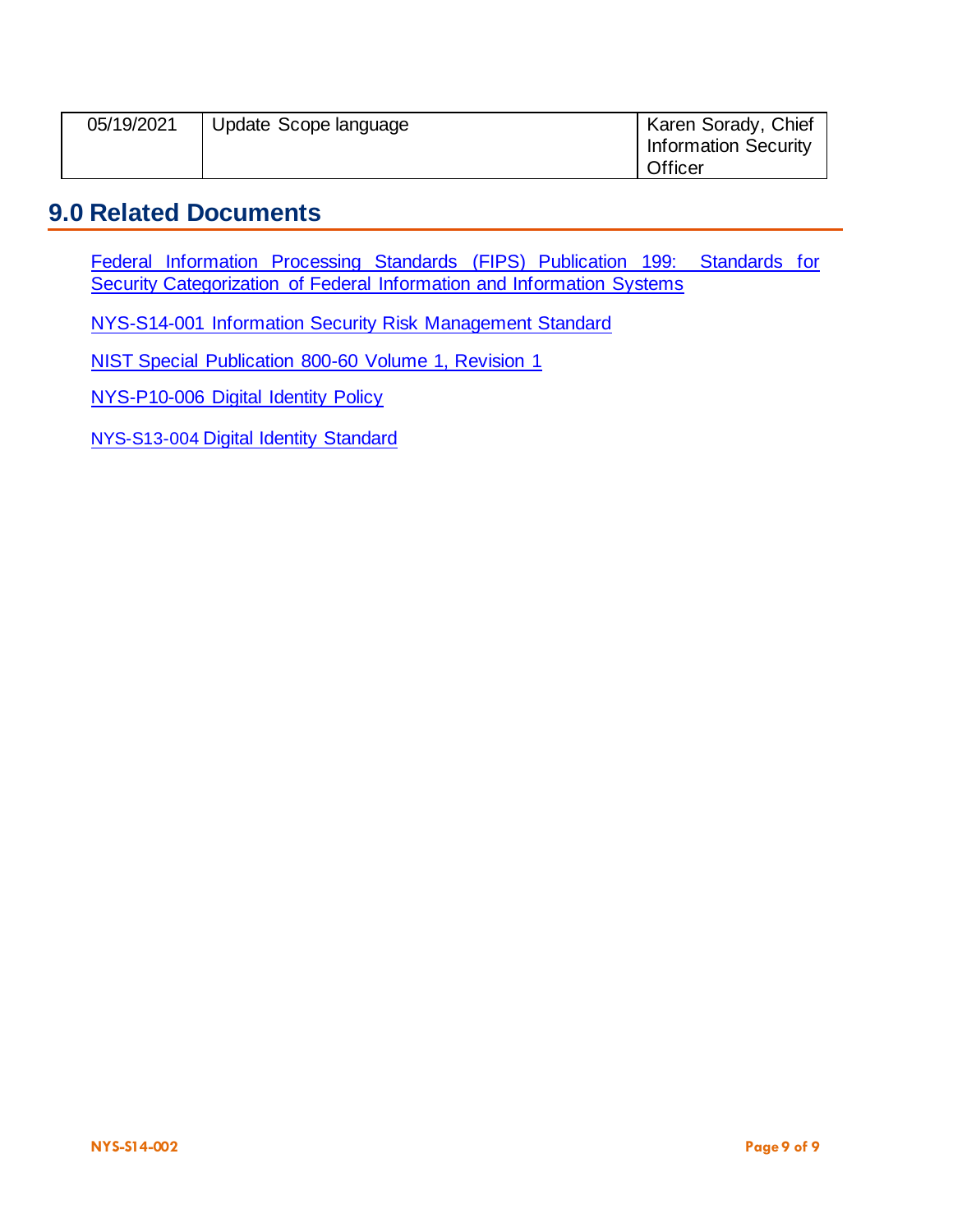| | | |
|---|---|---|
| 05/19/2021 | Update Scope language | Karen Sorady, Chief Information Security Officer |

## 9.0 Related Documents

[Federal Information Processing Standards (FIPS) Publication 199: Standards for Security Categorization of Federal Information and Information Systems]()

[NYS-S14-001 Information Security Risk Management Standard]()

[NIST Special Publication 800-60 Volume 1, Revision 1]()

[NYS-P10-006 Digital Identity Policy]()

[NYS-S13-004 Digital Identity Standard]()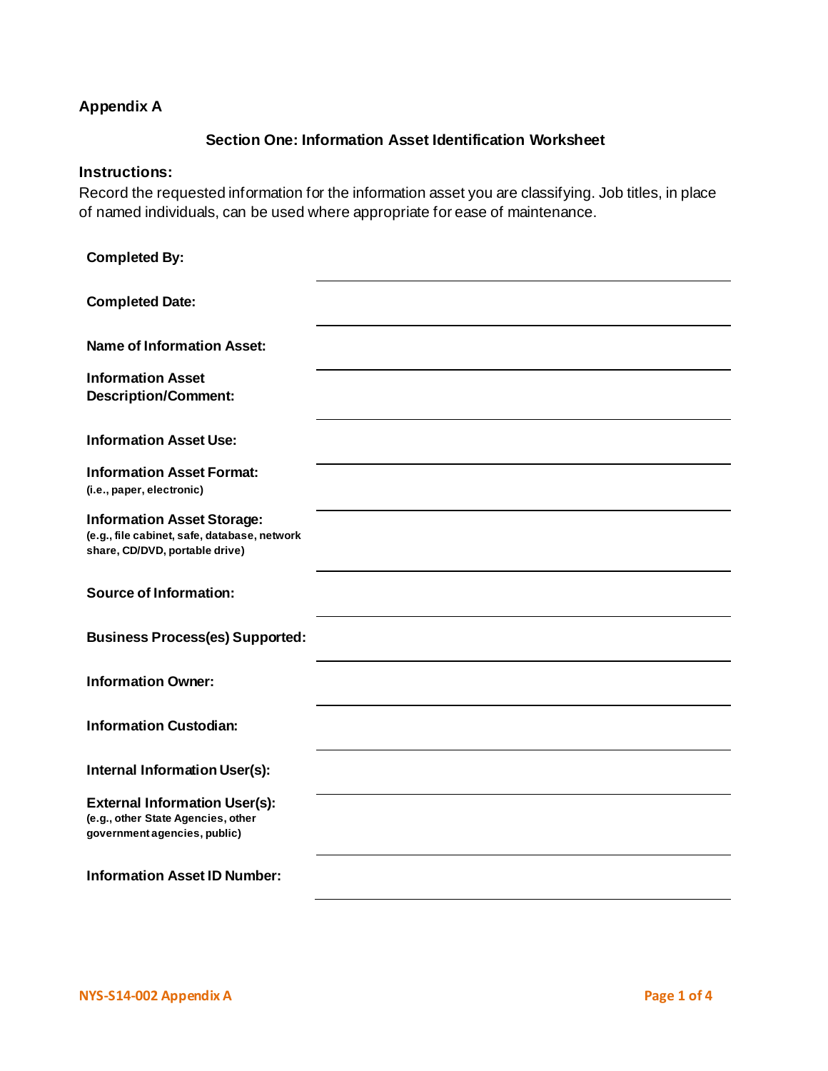## Appendix A

### Section One: Information Asset Identification Worksheet

**Instructions:**

Record the requested information for the information asset you are classifying. Job titles, in place of named individuals, can be used where appropriate for ease of maintenance.

| | |
|---|---|
| **Completed By:** | |
| **Completed Date:** | |
| **Name of Information Asset:** | |
| **Information Asset Description/Comment:** | |
| **Information Asset Use:** | |
| **Information Asset Format:** (i.e., paper, electronic) | |
| **Information Asset Storage:** (e.g., file cabinet, safe, database, network share, CD/DVD, portable drive) | |
| **Source of Information:** | |
| **Business Process(es) Supported:** | |
| **Information Owner:** | |
| **Information Custodian:** | |
| **Internal Information User(s):** | |
| **External Information User(s):** (e.g., other State Agencies, other government agencies, public) | |
| **Information Asset ID Number:** | |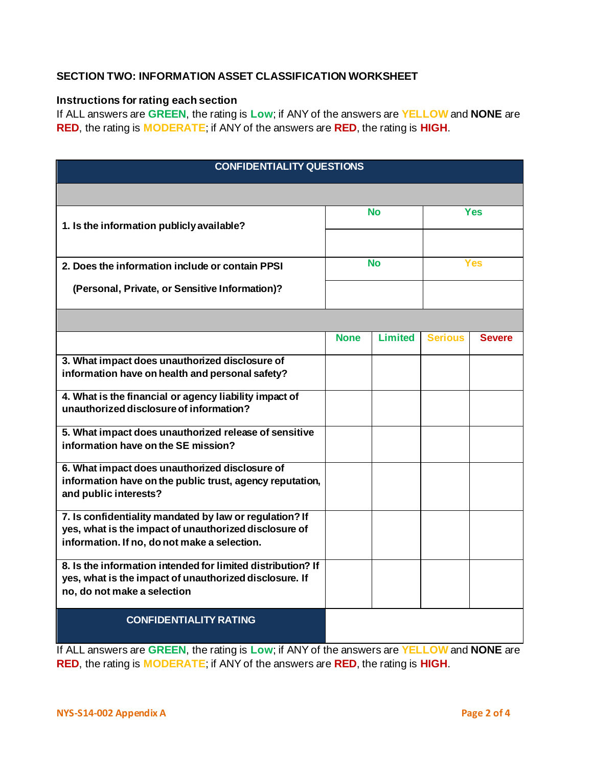**SECTION TWO: INFORMATION ASSET CLASSIFICATION WORKSHEET**

**Instructions for rating each section**

If ALL answers are **GREEN**, the rating is **Low**; if ANY of the answers are **YELLOW** and **NONE** are **RED**, the rating is **MODERATE**; if ANY of the answers are **RED**, the rating is **HIGH**.

| **CONFIDENTIALITY QUESTIONS** | | | | |
|---|---|---|---|---|
| | | | | |
| **1. Is the information publicly available?** | **No** | | **Yes** | |
| | | | | |
| **2. Does the information include or contain PPSI (Personal, Private, or Sensitive Information)?** | **No** | | **Yes** | |
| | | | | |
| | | | | |
| | **None** | **Limited** | **Serious** | **Severe** |
| **3. What impact does unauthorized disclosure of information have on health and personal safety?** | | | | |
| **4. What is the financial or agency liability impact of unauthorized disclosure of information?** | | | | |
| **5. What impact does unauthorized release of sensitive information have on the SE mission?** | | | | |
| **6. What impact does unauthorized disclosure of information have on the public trust, agency reputation, and public interests?** | | | | |
| **7. Is confidentiality mandated by law or regulation? If yes, what is the impact of unauthorized disclosure of information. If no, do not make a selection.** | | | | |
| **8. Is the information intended for limited distribution? If yes, what is the impact of unauthorized disclosure. If no, do not make a selection** | | | | |
| **CONFIDENTIALITY RATING** | | | | |

If ALL answers are **GREEN**, the rating is **Low**; if ANY of the answers are **YELLOW** and **NONE** are **RED**, the rating is **MODERATE**; if ANY of the answers are **RED**, the rating is **HIGH**.

**NYS-S14-002 Appendix A**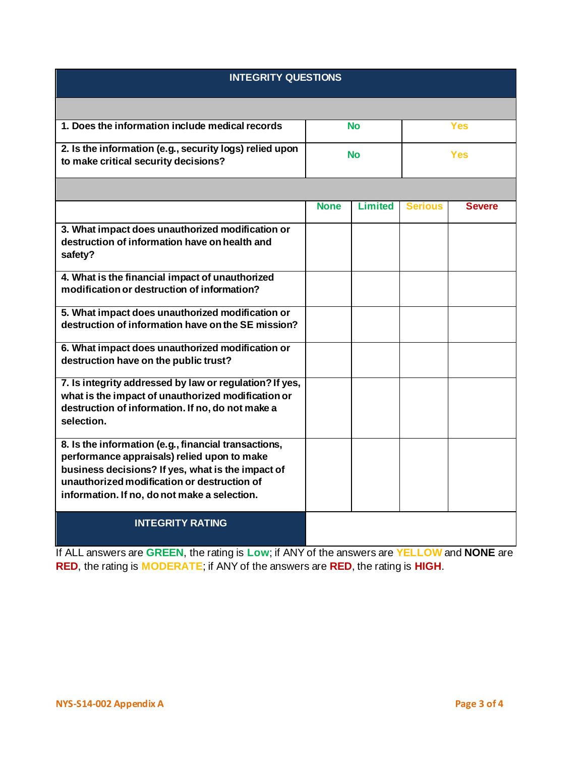| INTEGRITY QUESTIONS | | | | |
|---|---|---|---|---|
| | | | | |
| 1. Does the information include medical records | No | | Yes | |
| 2. Is the information (e.g., security logs) relied upon to make critical security decisions? | No | | Yes | |
| | | | | |
| | None | Limited | Serious | Severe |
| 3. What impact does unauthorized modification or destruction of information have on health and safety? | | | | |
| 4. What is the financial impact of unauthorized modification or destruction of information? | | | | |
| 5. What impact does unauthorized modification or destruction of information have on the SE mission? | | | | |
| 6. What impact does unauthorized modification or destruction have on the public trust? | | | | |
| 7. Is integrity addressed by law or regulation? If yes, what is the impact of unauthorized modification or destruction of information. If no, do not make a selection. | | | | |
| 8. Is the information (e.g., financial transactions, performance appraisals) relied upon to make business decisions? If yes, what is the impact of unauthorized modification or destruction of information. If no, do not make a selection. | | | | |
| **INTEGRITY RATING** | | | | |

If ALL answers are **GREEN**, the rating is **Low**; if ANY of the answers are **YELLOW** and **NONE** are **RED**, the rating is **MODERATE**; if ANY of the answers are **RED**, the rating is **HIGH**.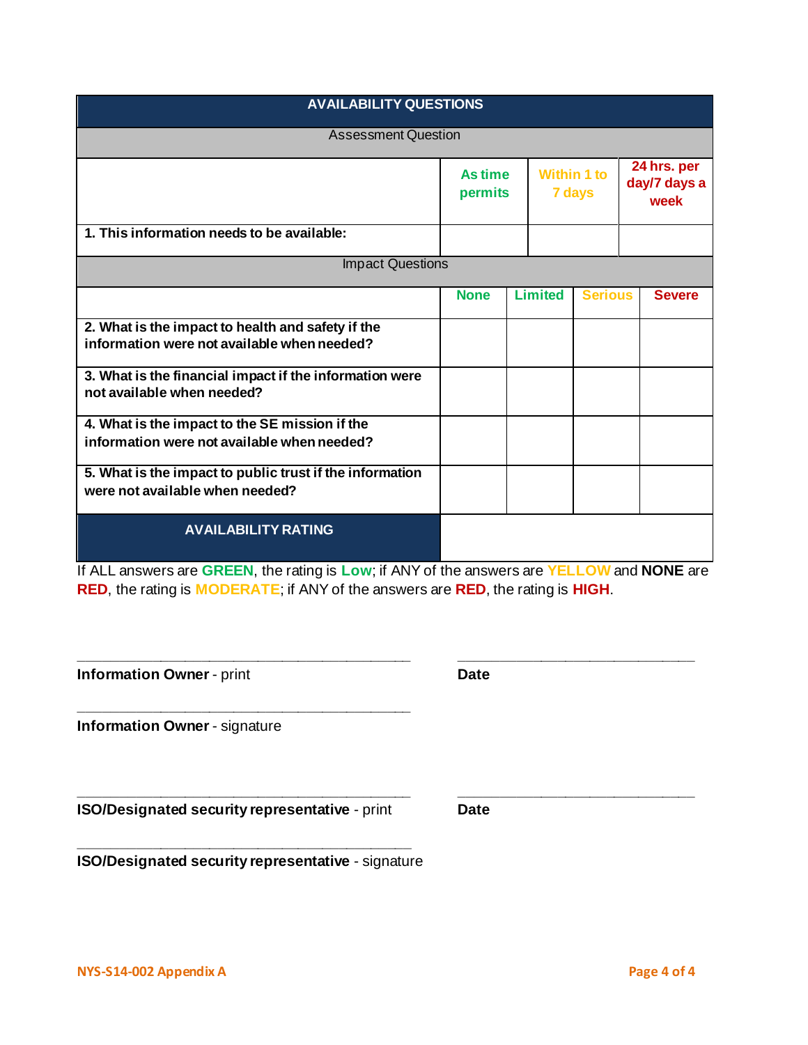| AVAILABILITY QUESTIONS | | | | |
|---|---|---|---|---|
| Assessment Question | | | | |
| | As time permits | Within 1 to 7 days | 24 hrs. per day/7 days a week | |
| **1. This information needs to be available:** | | | | |
| Impact Questions | | | | |
| | None | Limited | Serious | Severe |
| **2. What is the impact to health and safety if the information were not available when needed?** | | | | |
| **3. What is the financial impact if the information were not available when needed?** | | | | |
| **4. What is the impact to the SE mission if the information were not available when needed?** | | | | |
| **5. What is the impact to public trust if the information were not available when needed?** | | | | |
| **AVAILABILITY RATING** | | | | |

If ALL answers are **GREEN**, the rating is **Low**; if ANY of the answers are **YELLOW** and **NONE** are **RED**, the rating is **MODERATE**; if ANY of the answers are **RED**, the rating is **HIGH**.

\_\_\_\_\_\_\_\_\_\_\_\_\_\_\_\_\_\_\_\_\_\_\_\_\_\_\_\_\_\_\_\_\_\_\_\_\_\_ \_\_\_\_\_\_\_\_\_\_\_\_\_\_\_\_\_\_\_\_\_\_\_\_\_\_\_

**Information Owner** - print **Date**

\_\_\_\_\_\_\_\_\_\_\_\_\_\_\_\_\_\_\_\_\_\_\_\_\_\_\_\_\_\_\_\_\_\_\_\_\_\_

**Information Owner** - signature

\_\_\_\_\_\_\_\_\_\_\_\_\_\_\_\_\_\_\_\_\_\_\_\_\_\_\_\_\_\_\_\_\_\_\_\_\_\_ \_\_\_\_\_\_\_\_\_\_\_\_\_\_\_\_\_\_\_\_\_\_\_\_\_\_\_

**ISO/Designated security representative** - print **Date**

\_\_\_\_\_\_\_\_\_\_\_\_\_\_\_\_\_\_\_\_\_\_\_\_\_\_\_\_\_\_\_\_\_\_\_\_\_\_

**ISO/Designated security representative** - signature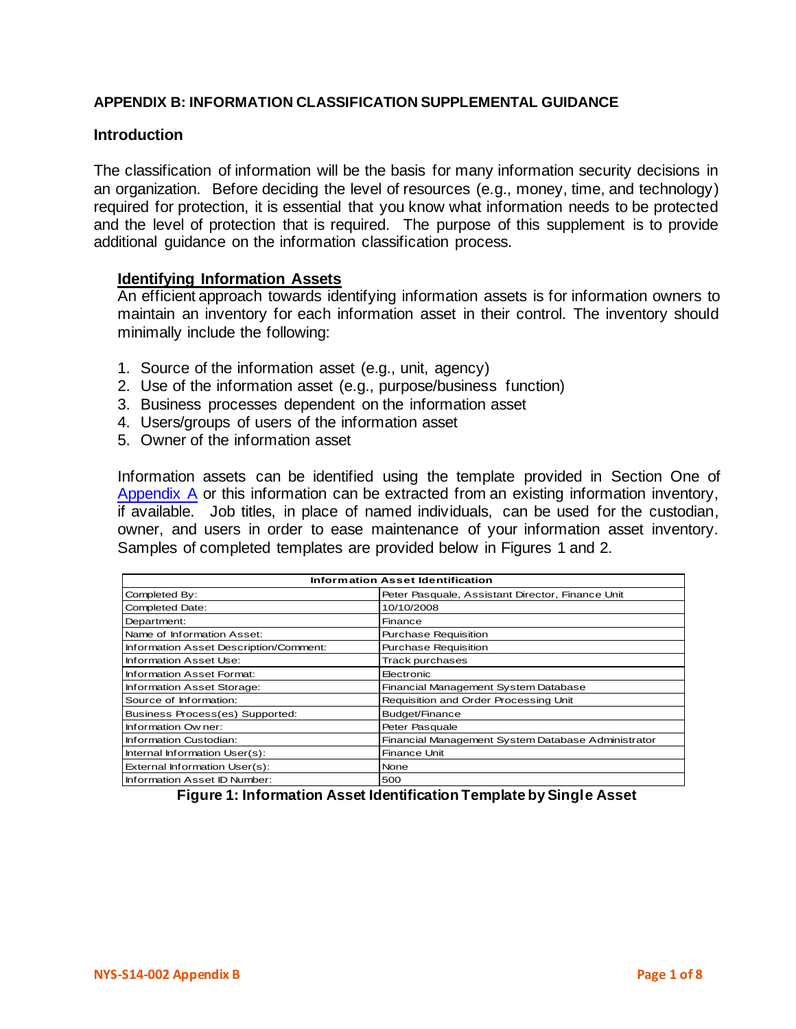## APPENDIX B: INFORMATION CLASSIFICATION SUPPLEMENTAL GUIDANCE

### Introduction

The classification of information will be the basis for many information security decisions in an organization. Before deciding the level of resources (e.g., money, time, and technology) required for protection, it is essential that you know what information needs to be protected and the level of protection that is required. The purpose of this supplement is to provide additional guidance on the information classification process.

#### Identifying Information Assets

An efficient approach towards identifying information assets is for information owners to maintain an inventory for each information asset in their control. The inventory should minimally include the following:

1. Source of the information asset (e.g., unit, agency)
2. Use of the information asset (e.g., purpose/business function)
3. Business processes dependent on the information asset
4. Users/groups of users of the information asset
5. Owner of the information asset

Information assets can be identified using the template provided in Section One of Appendix A or this information can be extracted from an existing information inventory, if available. Job titles, in place of named individuals, can be used for the custodian, owner, and users in order to ease maintenance of your information asset inventory. Samples of completed templates are provided below in Figures 1 and 2.

| Information Asset Identification | |
|---|---|
| Completed By: | Peter Pasquale, Assistant Director, Finance Unit |
| Completed Date: | 10/10/2008 |
| Department: | Finance |
| Name of Information Asset: | Purchase Requisition |
| Information Asset Description/Comment: | Purchase Requisition |
| Information Asset Use: | Track purchases |
| Information Asset Format: | Electronic |
| Information Asset Storage: | Financial Management System Database |
| Source of Information: | Requisition and Order Processing Unit |
| Business Process(es) Supported: | Budget/Finance |
| Information Owner: | Peter Pasquale |
| Information Custodian: | Financial Management System Database Administrator |
| Internal Information User(s): | Finance Unit |
| External Information User(s): | None |
| Information Asset ID Number: | 500 |

**Figure 1: Information Asset Identification Template by Single Asset**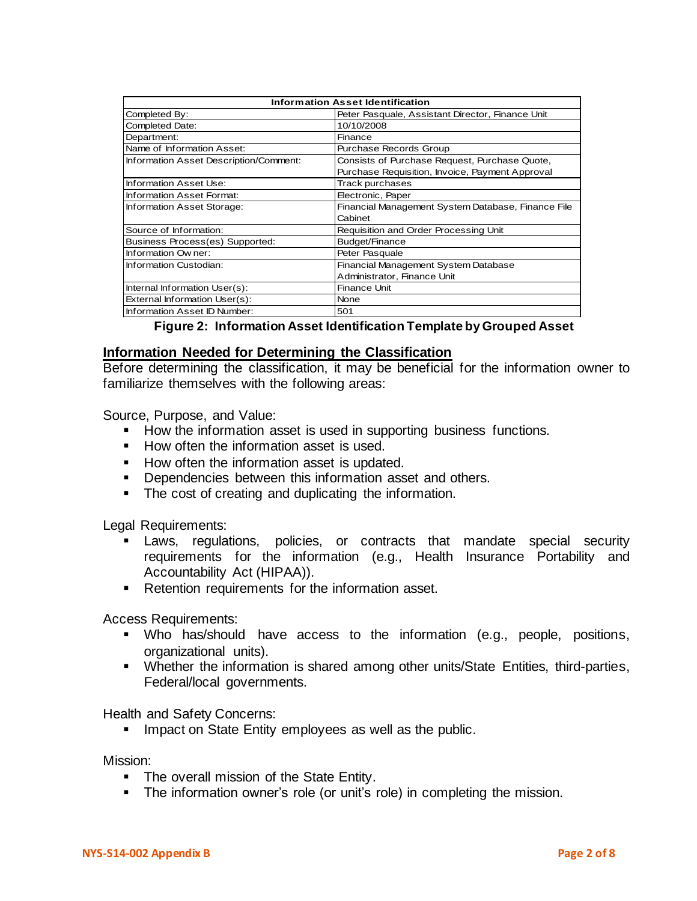| Information Asset Identification | |
|---|---|
| Completed By: | Peter Pasquale, Assistant Director, Finance Unit |
| Completed Date: | 10/10/2008 |
| Department: | Finance |
| Name of Information Asset: | Purchase Records Group |
| Information Asset Description/Comment: | Consists of Purchase Request, Purchase Quote, Purchase Requisition, Invoice, Payment Approval |
| Information Asset Use: | Track purchases |
| Information Asset Format: | Electronic, Paper |
| Information Asset Storage: | Financial Management System Database, Finance File Cabinet |
| Source of Information: | Requisition and Order Processing Unit |
| Business Process(es) Supported: | Budget/Finance |
| Information Owner: | Peter Pasquale |
| Information Custodian: | Financial Management System Database Administrator, Finance Unit |
| Internal Information User(s): | Finance Unit |
| External Information User(s): | None |
| Information Asset ID Number: | 501 |

**Figure 2: Information Asset Identification Template by Grouped Asset**

## Information Needed for Determining the Classification

Before determining the classification, it may be beneficial for the information owner to familiarize themselves with the following areas:

Source, Purpose, and Value:

- How the information asset is used in supporting business functions.
- How often the information asset is used.
- How often the information asset is updated.
- Dependencies between this information asset and others.
- The cost of creating and duplicating the information.

Legal Requirements:

- Laws, regulations, policies, or contracts that mandate special security requirements for the information (e.g., Health Insurance Portability and Accountability Act (HIPAA)).
- Retention requirements for the information asset.

Access Requirements:

- Who has/should have access to the information (e.g., people, positions, organizational units).
- Whether the information is shared among other units/State Entities, third-parties, Federal/local governments.

Health and Safety Concerns:

- Impact on State Entity employees as well as the public.

Mission:

- The overall mission of the State Entity.
- The information owner's role (or unit's role) in completing the mission.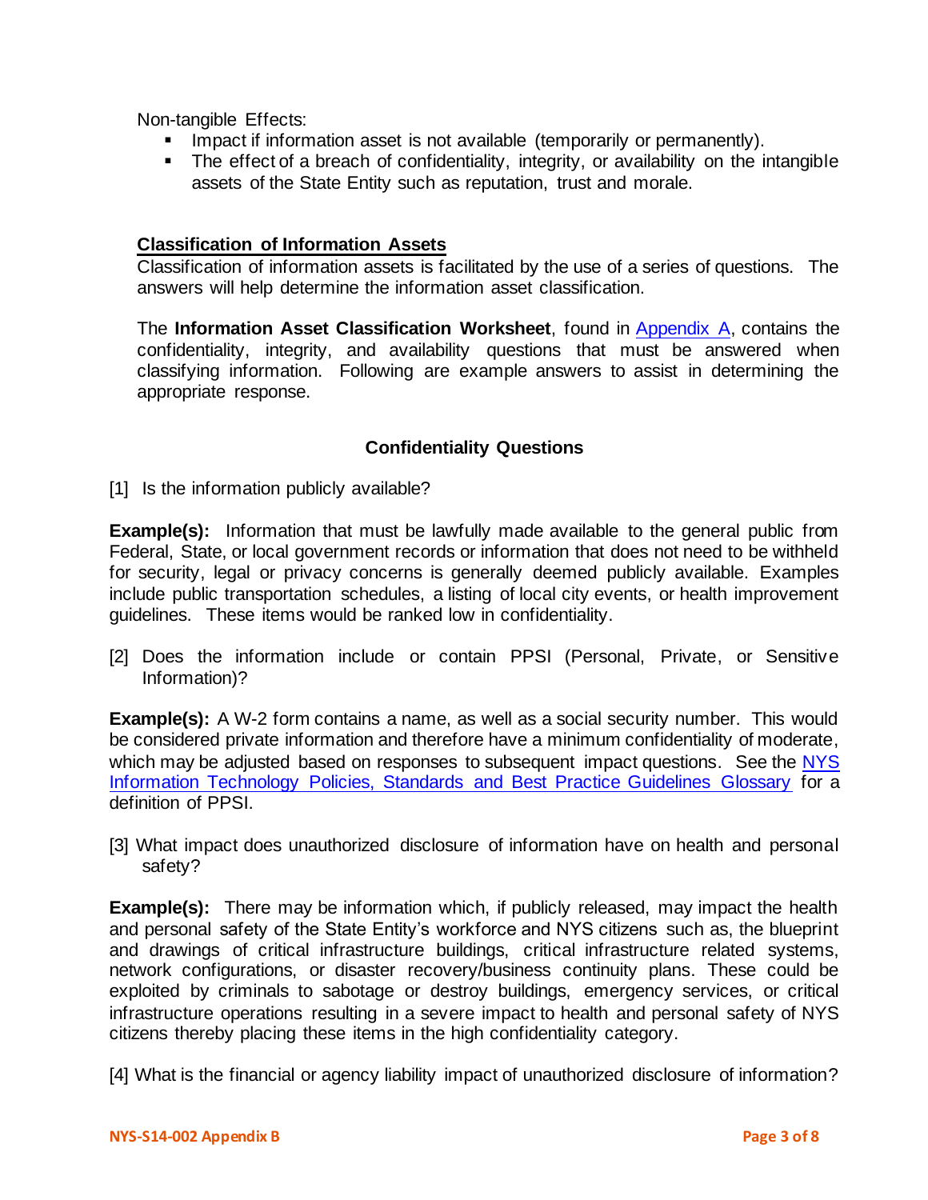Non-tangible Effects:

- Impact if information asset is not available (temporarily or permanently).
- The effect of a breach of confidentiality, integrity, or availability on the intangible assets of the State Entity such as reputation, trust and morale.

## Classification of Information Assets

Classification of information assets is facilitated by the use of a series of questions. The answers will help determine the information asset classification.

The **Information Asset Classification Worksheet**, found in Appendix A, contains the confidentiality, integrity, and availability questions that must be answered when classifying information. Following are example answers to assist in determining the appropriate response.

### Confidentiality Questions

[1] Is the information publicly available?

**Example(s):** Information that must be lawfully made available to the general public from Federal, State, or local government records or information that does not need to be withheld for security, legal or privacy concerns is generally deemed publicly available. Examples include public transportation schedules, a listing of local city events, or health improvement guidelines. These items would be ranked low in confidentiality.

[2] Does the information include or contain PPSI (Personal, Private, or Sensitive Information)?

**Example(s):** A W-2 form contains a name, as well as a social security number. This would be considered private information and therefore have a minimum confidentiality of moderate, which may be adjusted based on responses to subsequent impact questions. See the NYS Information Technology Policies, Standards and Best Practice Guidelines Glossary for a definition of PPSI.

[3] What impact does unauthorized disclosure of information have on health and personal safety?

**Example(s):** There may be information which, if publicly released, may impact the health and personal safety of the State Entity's workforce and NYS citizens such as, the blueprint and drawings of critical infrastructure buildings, critical infrastructure related systems, network configurations, or disaster recovery/business continuity plans. These could be exploited by criminals to sabotage or destroy buildings, emergency services, or critical infrastructure operations resulting in a severe impact to health and personal safety of NYS citizens thereby placing these items in the high confidentiality category.

[4] What is the financial or agency liability impact of unauthorized disclosure of information?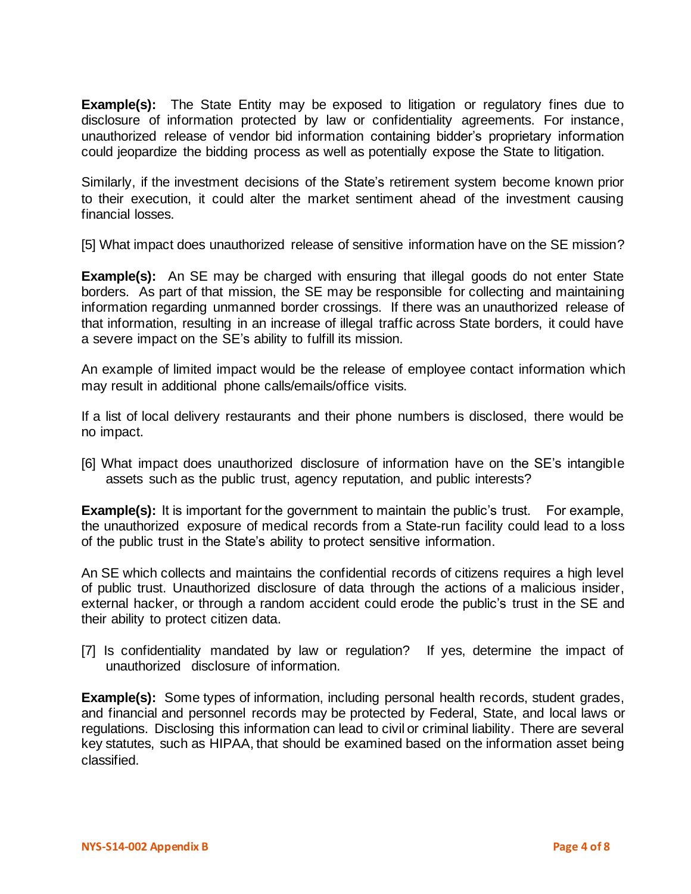**Example(s):** The State Entity may be exposed to litigation or regulatory fines due to disclosure of information protected by law or confidentiality agreements. For instance, unauthorized release of vendor bid information containing bidder's proprietary information could jeopardize the bidding process as well as potentially expose the State to litigation.

Similarly, if the investment decisions of the State's retirement system become known prior to their execution, it could alter the market sentiment ahead of the investment causing financial losses.

[5] What impact does unauthorized release of sensitive information have on the SE mission?

**Example(s):** An SE may be charged with ensuring that illegal goods do not enter State borders. As part of that mission, the SE may be responsible for collecting and maintaining information regarding unmanned border crossings. If there was an unauthorized release of that information, resulting in an increase of illegal traffic across State borders, it could have a severe impact on the SE's ability to fulfill its mission.

An example of limited impact would be the release of employee contact information which may result in additional phone calls/emails/office visits.

If a list of local delivery restaurants and their phone numbers is disclosed, there would be no impact.

[6] What impact does unauthorized disclosure of information have on the SE's intangible assets such as the public trust, agency reputation, and public interests?

**Example(s):** It is important for the government to maintain the public's trust. For example, the unauthorized exposure of medical records from a State-run facility could lead to a loss of the public trust in the State's ability to protect sensitive information.

An SE which collects and maintains the confidential records of citizens requires a high level of public trust. Unauthorized disclosure of data through the actions of a malicious insider, external hacker, or through a random accident could erode the public's trust in the SE and their ability to protect citizen data.

[7] Is confidentiality mandated by law or regulation? If yes, determine the impact of unauthorized disclosure of information.

**Example(s):** Some types of information, including personal health records, student grades, and financial and personnel records may be protected by Federal, State, and local laws or regulations. Disclosing this information can lead to civil or criminal liability. There are several key statutes, such as HIPAA, that should be examined based on the information asset being classified.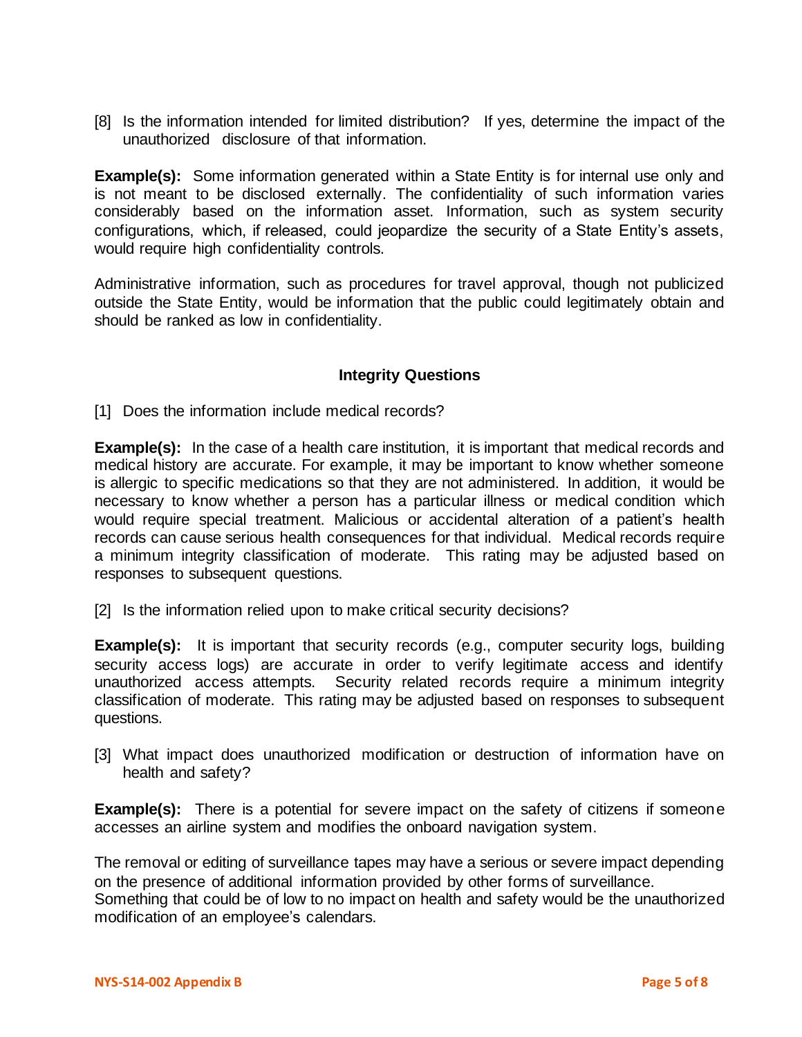[8] Is the information intended for limited distribution? If yes, determine the impact of the unauthorized disclosure of that information.

**Example(s):** Some information generated within a State Entity is for internal use only and is not meant to be disclosed externally. The confidentiality of such information varies considerably based on the information asset. Information, such as system security configurations, which, if released, could jeopardize the security of a State Entity's assets, would require high confidentiality controls.

Administrative information, such as procedures for travel approval, though not publicized outside the State Entity, would be information that the public could legitimately obtain and should be ranked as low in confidentiality.

### Integrity Questions

[1] Does the information include medical records?

**Example(s):** In the case of a health care institution, it is important that medical records and medical history are accurate. For example, it may be important to know whether someone is allergic to specific medications so that they are not administered. In addition, it would be necessary to know whether a person has a particular illness or medical condition which would require special treatment. Malicious or accidental alteration of a patient's health records can cause serious health consequences for that individual. Medical records require a minimum integrity classification of moderate. This rating may be adjusted based on responses to subsequent questions.

[2] Is the information relied upon to make critical security decisions?

**Example(s):** It is important that security records (e.g., computer security logs, building security access logs) are accurate in order to verify legitimate access and identify unauthorized access attempts. Security related records require a minimum integrity classification of moderate. This rating may be adjusted based on responses to subsequent questions.

[3] What impact does unauthorized modification or destruction of information have on health and safety?

**Example(s):** There is a potential for severe impact on the safety of citizens if someone accesses an airline system and modifies the onboard navigation system.

The removal or editing of surveillance tapes may have a serious or severe impact depending on the presence of additional information provided by other forms of surveillance.
Something that could be of low to no impact on health and safety would be the unauthorized modification of an employee's calendars.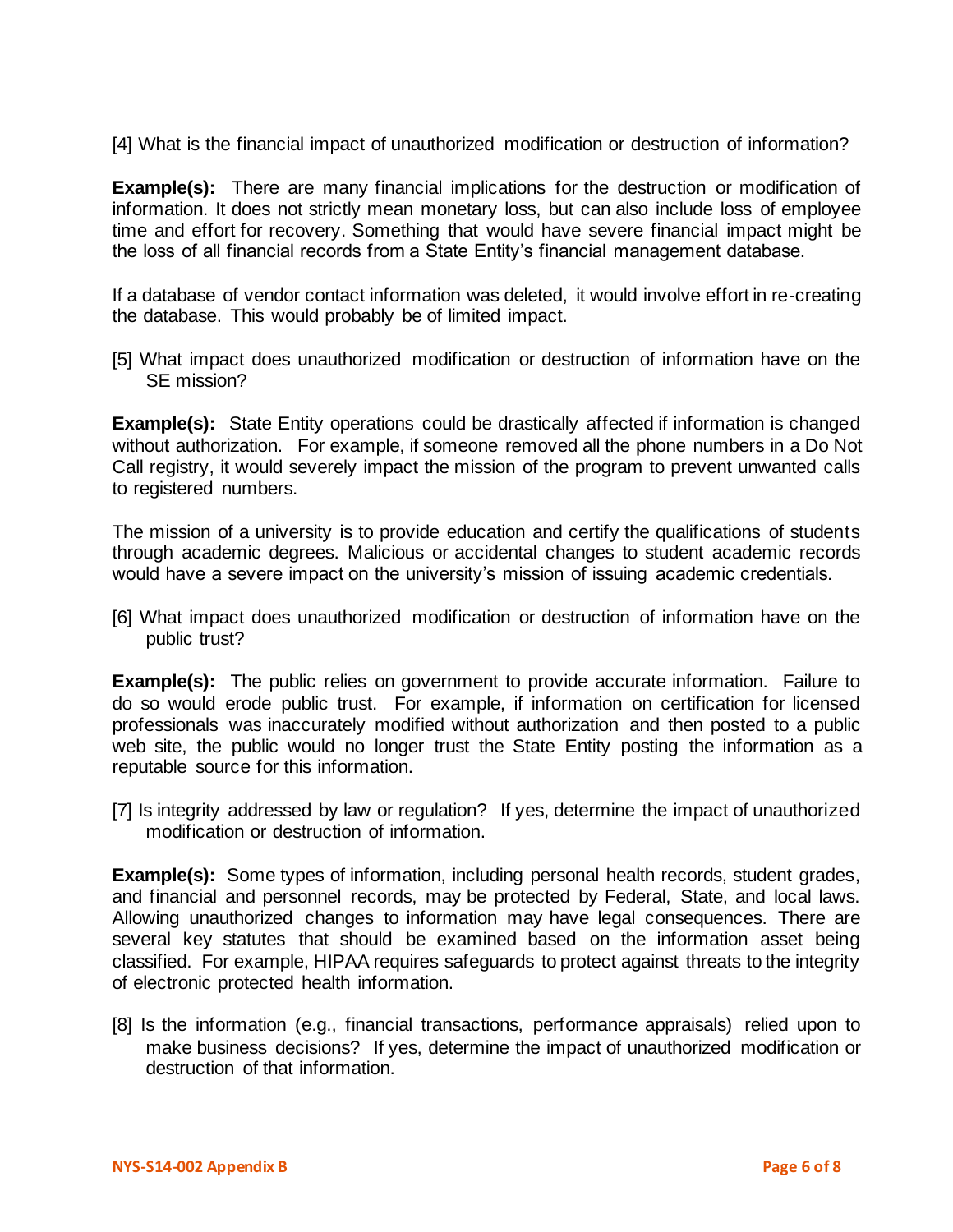[4] What is the financial impact of unauthorized modification or destruction of information?

**Example(s):** There are many financial implications for the destruction or modification of information. It does not strictly mean monetary loss, but can also include loss of employee time and effort for recovery. Something that would have severe financial impact might be the loss of all financial records from a State Entity's financial management database.

If a database of vendor contact information was deleted, it would involve effort in re-creating the database. This would probably be of limited impact.

[5] What impact does unauthorized modification or destruction of information have on the SE mission?

**Example(s):** State Entity operations could be drastically affected if information is changed without authorization. For example, if someone removed all the phone numbers in a Do Not Call registry, it would severely impact the mission of the program to prevent unwanted calls to registered numbers.

The mission of a university is to provide education and certify the qualifications of students through academic degrees. Malicious or accidental changes to student academic records would have a severe impact on the university's mission of issuing academic credentials.

[6] What impact does unauthorized modification or destruction of information have on the public trust?

**Example(s):** The public relies on government to provide accurate information. Failure to do so would erode public trust. For example, if information on certification for licensed professionals was inaccurately modified without authorization and then posted to a public web site, the public would no longer trust the State Entity posting the information as a reputable source for this information.

[7] Is integrity addressed by law or regulation? If yes, determine the impact of unauthorized modification or destruction of information.

**Example(s):** Some types of information, including personal health records, student grades, and financial and personnel records, may be protected by Federal, State, and local laws. Allowing unauthorized changes to information may have legal consequences. There are several key statutes that should be examined based on the information asset being classified. For example, HIPAA requires safeguards to protect against threats to the integrity of electronic protected health information.

[8] Is the information (e.g., financial transactions, performance appraisals) relied upon to make business decisions? If yes, determine the impact of unauthorized modification or destruction of that information.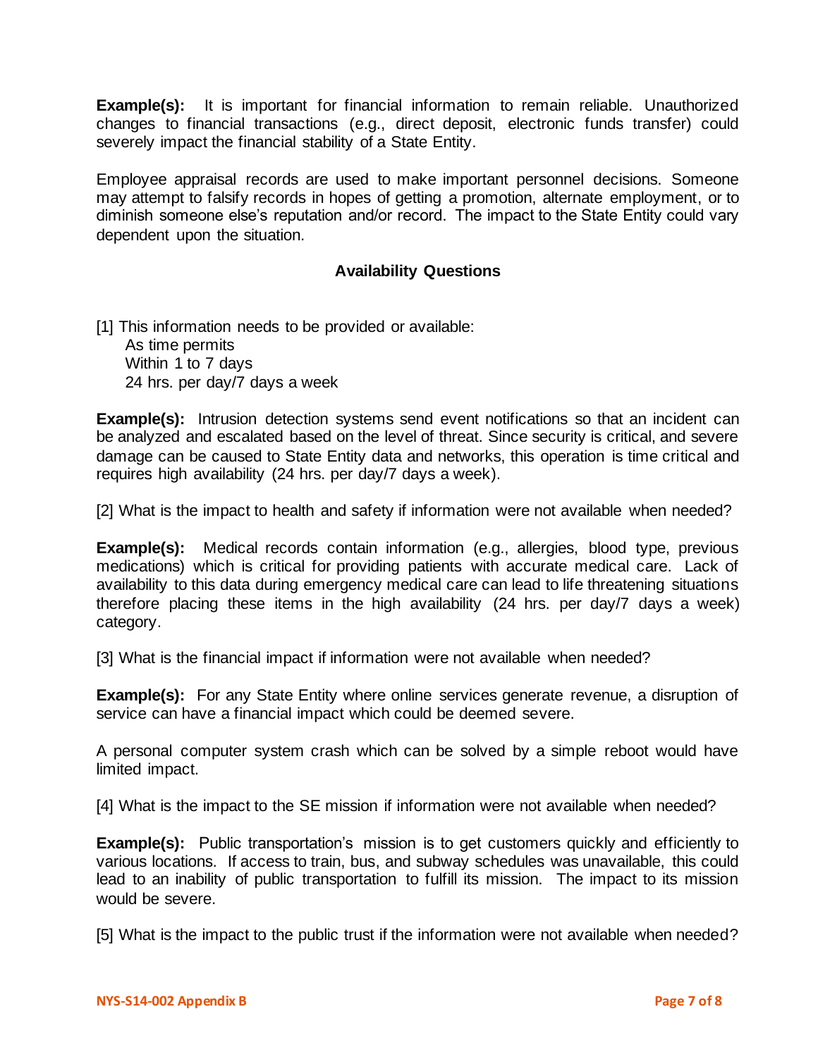**Example(s):** It is important for financial information to remain reliable. Unauthorized changes to financial transactions (e.g., direct deposit, electronic funds transfer) could severely impact the financial stability of a State Entity.

Employee appraisal records are used to make important personnel decisions. Someone may attempt to falsify records in hopes of getting a promotion, alternate employment, or to diminish someone else's reputation and/or record. The impact to the State Entity could vary dependent upon the situation.

### Availability Questions

[1] This information needs to be provided or available:
- As time permits
- Within 1 to 7 days
- 24 hrs. per day/7 days a week

**Example(s):** Intrusion detection systems send event notifications so that an incident can be analyzed and escalated based on the level of threat. Since security is critical, and severe damage can be caused to State Entity data and networks, this operation is time critical and requires high availability (24 hrs. per day/7 days a week).

[2] What is the impact to health and safety if information were not available when needed?

**Example(s):** Medical records contain information (e.g., allergies, blood type, previous medications) which is critical for providing patients with accurate medical care. Lack of availability to this data during emergency medical care can lead to life threatening situations therefore placing these items in the high availability (24 hrs. per day/7 days a week) category.

[3] What is the financial impact if information were not available when needed?

**Example(s):** For any State Entity where online services generate revenue, a disruption of service can have a financial impact which could be deemed severe.

A personal computer system crash which can be solved by a simple reboot would have limited impact.

[4] What is the impact to the SE mission if information were not available when needed?

**Example(s):** Public transportation's mission is to get customers quickly and efficiently to various locations. If access to train, bus, and subway schedules was unavailable, this could lead to an inability of public transportation to fulfill its mission. The impact to its mission would be severe.

[5] What is the impact to the public trust if the information were not available when needed?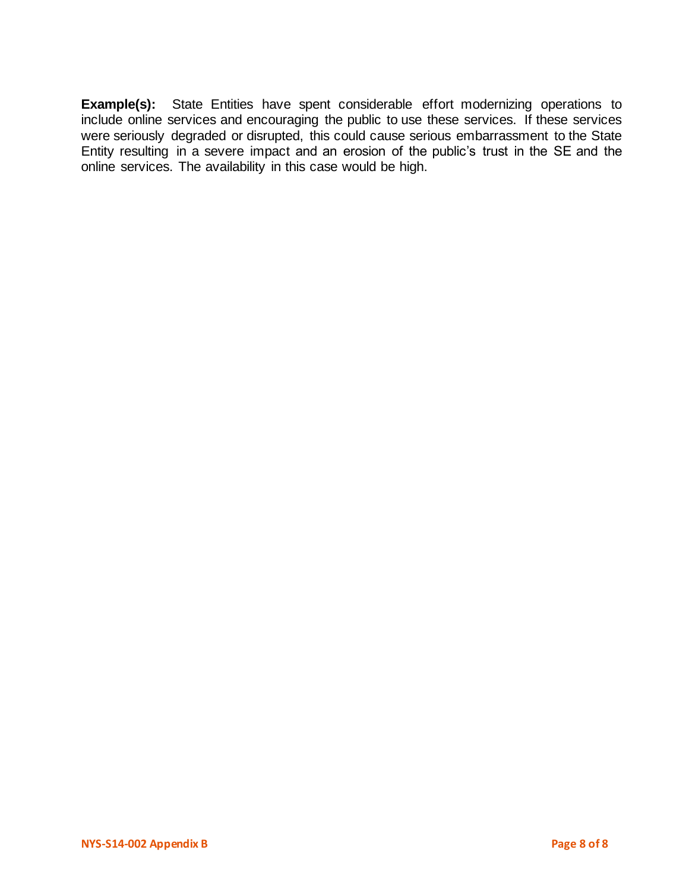**Example(s):** State Entities have spent considerable effort modernizing operations to include online services and encouraging the public to use these services. If these services were seriously degraded or disrupted, this could cause serious embarrassment to the State Entity resulting in a severe impact and an erosion of the public's trust in the SE and the online services. The availability in this case would be high.